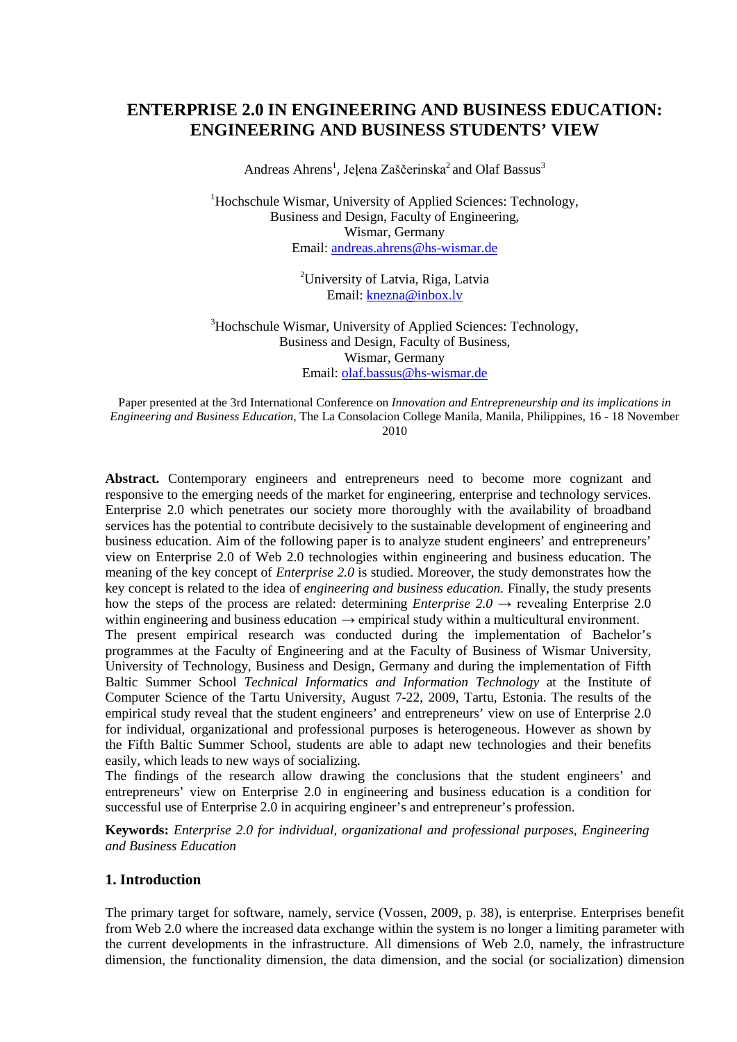# ENTERPRISE 2.0 IN ENGINEERING AND BUSINESS EDUCATION: ENGINEERING AND BUSINESS STUDENTS' VIEW

Andreas Ahrens[1], Jeļena Zaščerinska[2] and Olaf Bassus[3]

[1]Hochschule Wismar, University of Applied Sciences: Technology, Business and Design, Faculty of Engineering, Wismar, Germany
Email: andreas.ahrens@hs-wismar.de

[2]University of Latvia, Riga, Latvia
Email: knezna@inbox.lv

[3]Hochschule Wismar, University of Applied Sciences: Technology, Business and Design, Faculty of Business, Wismar, Germany
Email: olaf.bassus@hs-wismar.de

Paper presented at the 3rd International Conference on *Innovation and Entrepreneurship and its implications in Engineering and Business Education*, The La Consolacion College Manila, Manila, Philippines, 16 - 18 November 2010

**Abstract.** Contemporary engineers and entrepreneurs need to become more cognizant and responsive to the emerging needs of the market for engineering, enterprise and technology services. Enterprise 2.0 which penetrates our society more thoroughly with the availability of broadband services has the potential to contribute decisively to the sustainable development of engineering and business education. Aim of the following paper is to analyze student engineers' and entrepreneurs' view on Enterprise 2.0 of Web 2.0 technologies within engineering and business education. The meaning of the key concept of *Enterprise 2.0* is studied. Moreover, the study demonstrates how the key concept is related to the idea of *engineering and business education.* Finally, the study presents how the steps of the process are related: determining *Enterprise 2.0* → revealing Enterprise 2.0 within engineering and business education → empirical study within a multicultural environment.
The present empirical research was conducted during the implementation of Bachelor's programmes at the Faculty of Engineering and at the Faculty of Business of Wismar University, University of Technology, Business and Design, Germany and during the implementation of Fifth Baltic Summer School *Technical Informatics and Information Technology* at the Institute of Computer Science of the Tartu University, August 7-22, 2009, Tartu, Estonia. The results of the empirical study reveal that the student engineers' and entrepreneurs' view on use of Enterprise 2.0 for individual, organizational and professional purposes is heterogeneous. However as shown by the Fifth Baltic Summer School, students are able to adapt new technologies and their benefits easily, which leads to new ways of socializing.
The findings of the research allow drawing the conclusions that the student engineers' and entrepreneurs' view on Enterprise 2.0 in engineering and business education is a condition for successful use of Enterprise 2.0 in acquiring engineer's and entrepreneur's profession.

**Keywords:** *Enterprise 2.0 for individual, organizational and professional purposes, Engineering and Business Education*

## 1. Introduction

The primary target for software, namely, service (Vossen, 2009, p. 38), is enterprise. Enterprises benefit from Web 2.0 where the increased data exchange within the system is no longer a limiting parameter with the current developments in the infrastructure. All dimensions of Web 2.0, namely, the infrastructure dimension, the functionality dimension, the data dimension, and the social (or socialization) dimension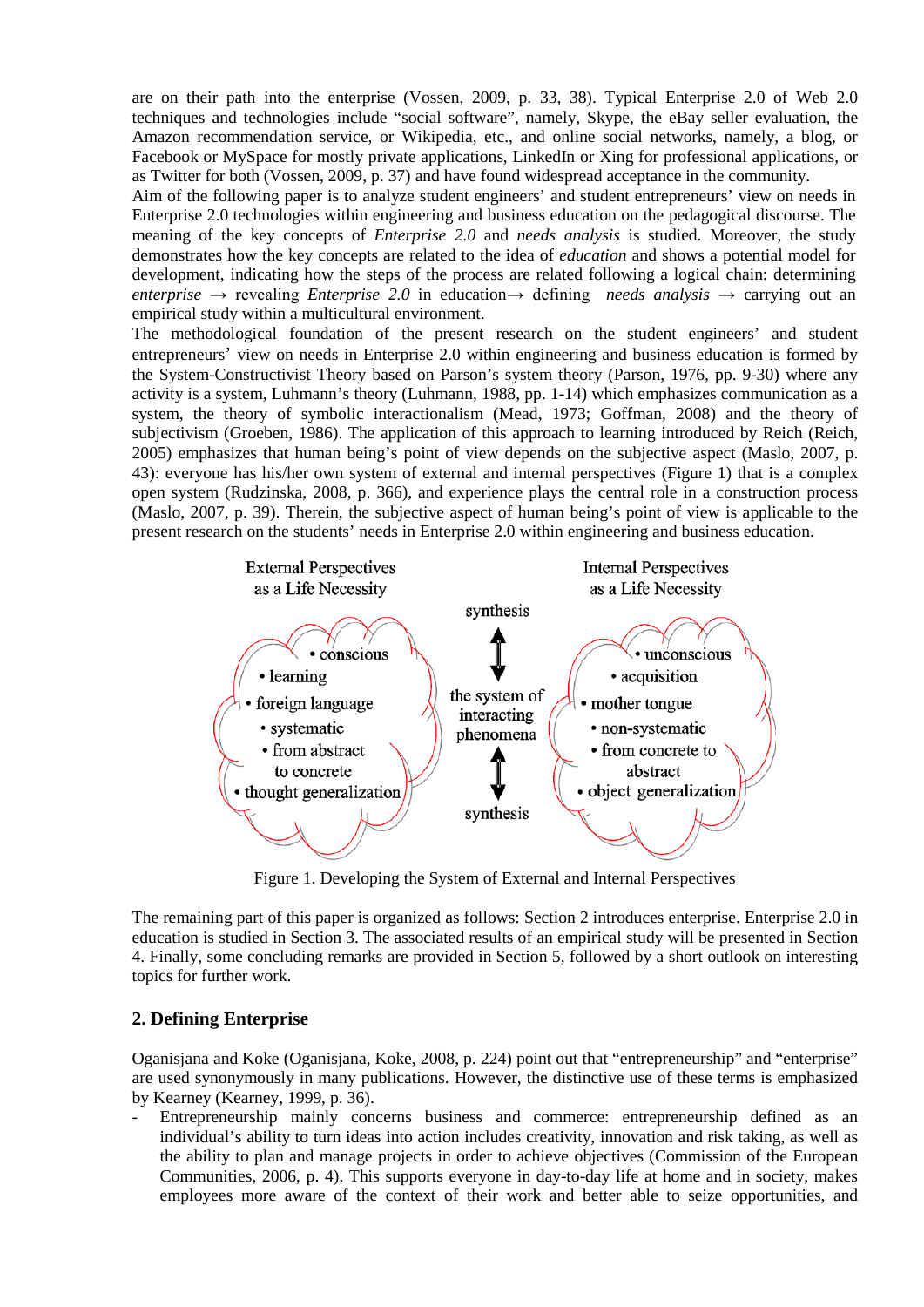are on their path into the enterprise (Vossen, 2009, p. 33, 38). Typical Enterprise 2.0 of Web 2.0 techniques and technologies include "social software", namely, Skype, the eBay seller evaluation, the Amazon recommendation service, or Wikipedia, etc., and online social networks, namely, a blog, or Facebook or MySpace for mostly private applications, LinkedIn or Xing for professional applications, or as Twitter for both (Vossen, 2009, p. 37) and have found widespread acceptance in the community.

Aim of the following paper is to analyze student engineers' and student entrepreneurs' view on needs in Enterprise 2.0 technologies within engineering and business education on the pedagogical discourse. The meaning of the key concepts of *Enterprise 2.0* and *needs analysis* is studied. Moreover, the study demonstrates how the key concepts are related to the idea of *education* and shows a potential model for development, indicating how the steps of the process are related following a logical chain: determining *enterprise* → revealing *Enterprise 2.0* in education→ defining *needs analysis* → carrying out an empirical study within a multicultural environment.

The methodological foundation of the present research on the student engineers' and student entrepreneurs' view on needs in Enterprise 2.0 within engineering and business education is formed by the System-Constructivist Theory based on Parson's system theory (Parson, 1976, pp. 9-30) where any activity is a system, Luhmann's theory (Luhmann, 1988, pp. 1-14) which emphasizes communication as a system, the theory of symbolic interactionalism (Mead, 1973; Goffman, 2008) and the theory of subjectivism (Groeben, 1986). The application of this approach to learning introduced by Reich (Reich, 2005) emphasizes that human being's point of view depends on the subjective aspect (Maslo, 2007, p. 43): everyone has his/her own system of external and internal perspectives (Figure 1) that is a complex open system (Rudzinska, 2008, p. 366), and experience plays the central role in a construction process (Maslo, 2007, p. 39). Therein, the subjective aspect of human being's point of view is applicable to the present research on the students' needs in Enterprise 2.0 within engineering and business education.

External Perspectives as a Life Necessity

- conscious
- learning
- foreign language
- systematic
- from abstract to concrete
- thought generalization

synthesis

the system of interacting phenomena

synthesis

Internal Perspectives as a Life Necessity

- unconscious
- acquisition
- mother tongue
- non-systematic
- from concrete to abstract
- object generalization

Figure 1. Developing the System of External and Internal Perspectives

The remaining part of this paper is organized as follows: Section 2 introduces enterprise. Enterprise 2.0 in education is studied in Section 3. The associated results of an empirical study will be presented in Section 4. Finally, some concluding remarks are provided in Section 5, followed by a short outlook on interesting topics for further work.

## 2. Defining Enterprise

Oganisjana and Koke (Oganisjana, Koke, 2008, p. 224) point out that "entrepreneurship" and "enterprise" are used synonymously in many publications. However, the distinctive use of these terms is emphasized by Kearney (Kearney, 1999, p. 36).

- Entrepreneurship mainly concerns business and commerce: entrepreneurship defined as an individual's ability to turn ideas into action includes creativity, innovation and risk taking, as well as the ability to plan and manage projects in order to achieve objectives (Commission of the European Communities, 2006, p. 4). This supports everyone in day-to-day life at home and in society, makes employees more aware of the context of their work and better able to seize opportunities, and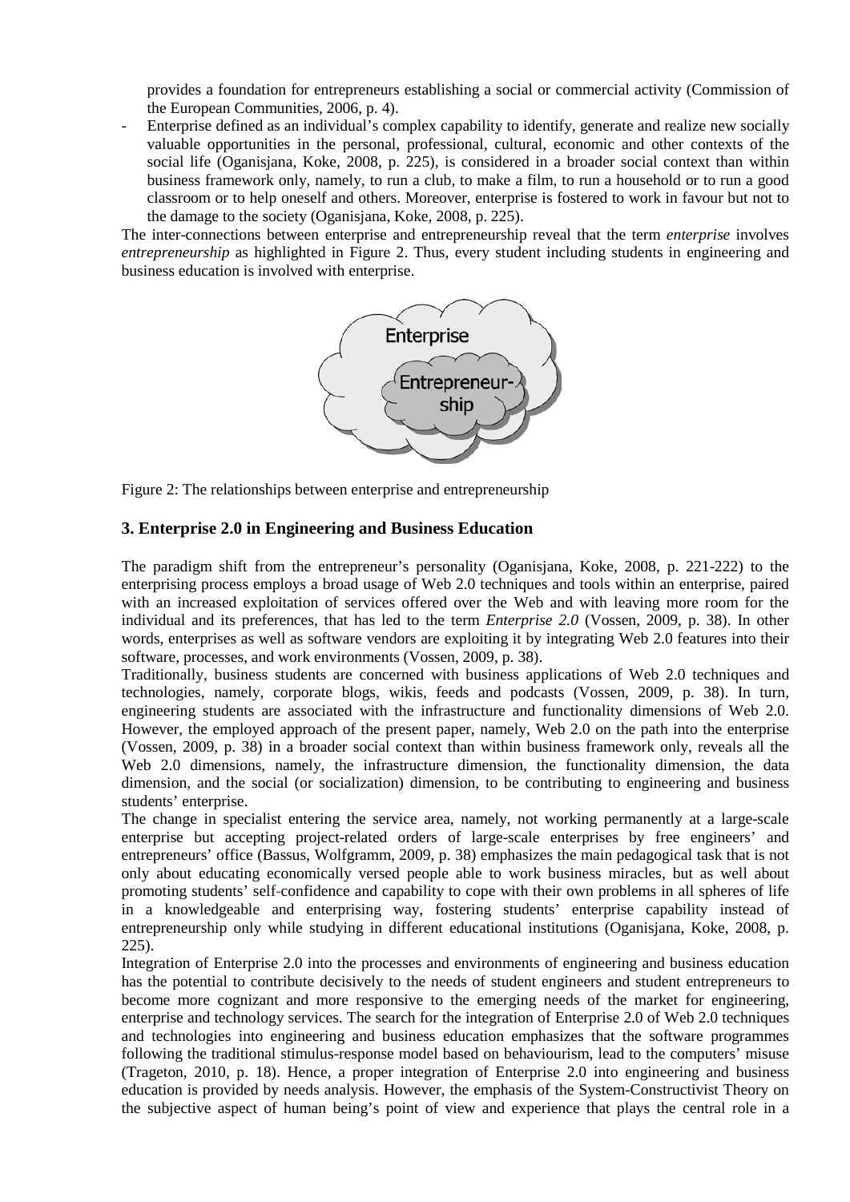provides a foundation for entrepreneurs establishing a social or commercial activity (Commission of the European Communities, 2006, p. 4).

- Enterprise defined as an individual's complex capability to identify, generate and realize new socially valuable opportunities in the personal, professional, cultural, economic and other contexts of the social life (Oganisjana, Koke, 2008, p. 225), is considered in a broader social context than within business framework only, namely, to run a club, to make a film, to run a household or to run a good classroom or to help oneself and others. Moreover, enterprise is fostered to work in favour but not to the damage to the society (Oganisjana, Koke, 2008, p. 225).

The inter-connections between enterprise and entrepreneurship reveal that the term *enterprise* involves *entrepreneurship* as highlighted in Figure 2. Thus, every student including students in engineering and business education is involved with enterprise.

Enterprise

Entrepreneur-ship

Figure 2: The relationships between enterprise and entrepreneurship

## 3. Enterprise 2.0 in Engineering and Business Education

The paradigm shift from the entrepreneur's personality (Oganisjana, Koke, 2008, p. 221-222) to the enterprising process employs a broad usage of Web 2.0 techniques and tools within an enterprise, paired with an increased exploitation of services offered over the Web and with leaving more room for the individual and its preferences, that has led to the term *Enterprise 2.0* (Vossen, 2009, p. 38). In other words, enterprises as well as software vendors are exploiting it by integrating Web 2.0 features into their software, processes, and work environments (Vossen, 2009, p. 38).

Traditionally, business students are concerned with business applications of Web 2.0 techniques and technologies, namely, corporate blogs, wikis, feeds and podcasts (Vossen, 2009, p. 38). In turn, engineering students are associated with the infrastructure and functionality dimensions of Web 2.0. However, the employed approach of the present paper, namely, Web 2.0 on the path into the enterprise (Vossen, 2009, p. 38) in a broader social context than within business framework only, reveals all the Web 2.0 dimensions, namely, the infrastructure dimension, the functionality dimension, the data dimension, and the social (or socialization) dimension, to be contributing to engineering and business students' enterprise.

The change in specialist entering the service area, namely, not working permanently at a large-scale enterprise but accepting project-related orders of large-scale enterprises by free engineers' and entrepreneurs' office (Bassus, Wolfgramm, 2009, p. 38) emphasizes the main pedagogical task that is not only about educating economically versed people able to work business miracles, but as well about promoting students' self-confidence and capability to cope with their own problems in all spheres of life in a knowledgeable and enterprising way, fostering students' enterprise capability instead of entrepreneurship only while studying in different educational institutions (Oganisjana, Koke, 2008, p. 225).

Integration of Enterprise 2.0 into the processes and environments of engineering and business education has the potential to contribute decisively to the needs of student engineers and student entrepreneurs to become more cognizant and more responsive to the emerging needs of the market for engineering, enterprise and technology services. The search for the integration of Enterprise 2.0 of Web 2.0 techniques and technologies into engineering and business education emphasizes that the software programmes following the traditional stimulus-response model based on behaviourism, lead to the computers' misuse (Trageton, 2010, p. 18). Hence, a proper integration of Enterprise 2.0 into engineering and business education is provided by needs analysis. However, the emphasis of the System-Constructivist Theory on the subjective aspect of human being's point of view and experience that plays the central role in a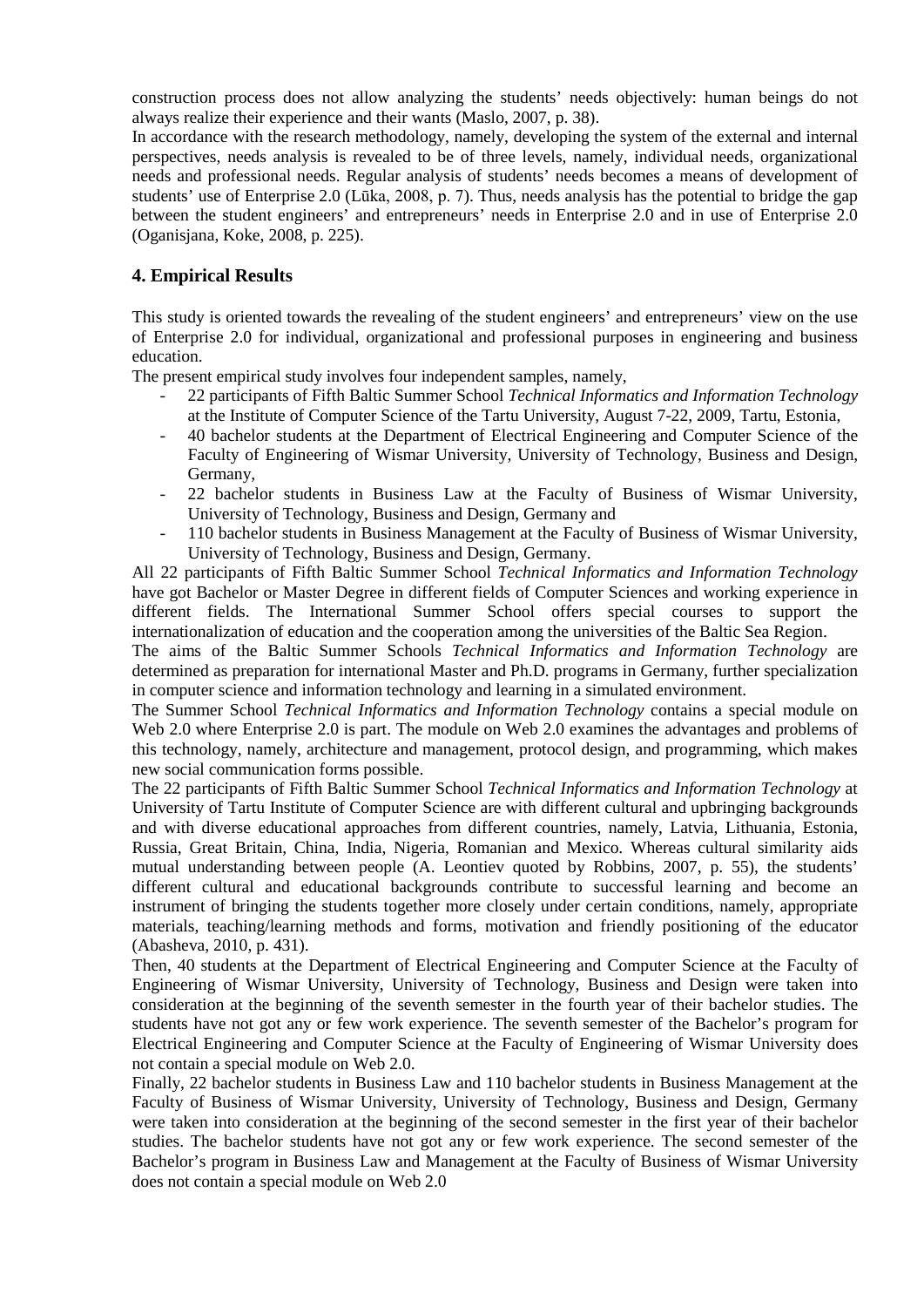construction process does not allow analyzing the students' needs objectively: human beings do not always realize their experience and their wants (Maslo, 2007, p. 38).

In accordance with the research methodology, namely, developing the system of the external and internal perspectives, needs analysis is revealed to be of three levels, namely, individual needs, organizational needs and professional needs. Regular analysis of students' needs becomes a means of development of students' use of Enterprise 2.0 (Lūka, 2008, p. 7). Thus, needs analysis has the potential to bridge the gap between the student engineers' and entrepreneurs' needs in Enterprise 2.0 and in use of Enterprise 2.0 (Oganisjana, Koke, 2008, p. 225).

## 4. Empirical Results

This study is oriented towards the revealing of the student engineers' and entrepreneurs' view on the use of Enterprise 2.0 for individual, organizational and professional purposes in engineering and business education.

The present empirical study involves four independent samples, namely,

- 22 participants of Fifth Baltic Summer School *Technical Informatics and Information Technology* at the Institute of Computer Science of the Tartu University, August 7-22, 2009, Tartu, Estonia,
- 40 bachelor students at the Department of Electrical Engineering and Computer Science of the Faculty of Engineering of Wismar University, University of Technology, Business and Design, Germany,
- 22 bachelor students in Business Law at the Faculty of Business of Wismar University, University of Technology, Business and Design, Germany and
- 110 bachelor students in Business Management at the Faculty of Business of Wismar University, University of Technology, Business and Design, Germany.

All 22 participants of Fifth Baltic Summer School *Technical Informatics and Information Technology* have got Bachelor or Master Degree in different fields of Computer Sciences and working experience in different fields. The International Summer School offers special courses to support the internationalization of education and the cooperation among the universities of the Baltic Sea Region.

The aims of the Baltic Summer Schools *Technical Informatics and Information Technology* are determined as preparation for international Master and Ph.D. programs in Germany, further specialization in computer science and information technology and learning in a simulated environment.

The Summer School *Technical Informatics and Information Technology* contains a special module on Web 2.0 where Enterprise 2.0 is part. The module on Web 2.0 examines the advantages and problems of this technology, namely, architecture and management, protocol design, and programming, which makes new social communication forms possible.

The 22 participants of Fifth Baltic Summer School *Technical Informatics and Information Technology* at University of Tartu Institute of Computer Science are with different cultural and upbringing backgrounds and with diverse educational approaches from different countries, namely, Latvia, Lithuania, Estonia, Russia, Great Britain, China, India, Nigeria, Romanian and Mexico. Whereas cultural similarity aids mutual understanding between people (A. Leontiev quoted by Robbins, 2007, p. 55), the students' different cultural and educational backgrounds contribute to successful learning and become an instrument of bringing the students together more closely under certain conditions, namely, appropriate materials, teaching/learning methods and forms, motivation and friendly positioning of the educator (Abasheva, 2010, p. 431).

Then, 40 students at the Department of Electrical Engineering and Computer Science at the Faculty of Engineering of Wismar University, University of Technology, Business and Design were taken into consideration at the beginning of the seventh semester in the fourth year of their bachelor studies. The students have not got any or few work experience. The seventh semester of the Bachelor's program for Electrical Engineering and Computer Science at the Faculty of Engineering of Wismar University does not contain a special module on Web 2.0.

Finally, 22 bachelor students in Business Law and 110 bachelor students in Business Management at the Faculty of Business of Wismar University, University of Technology, Business and Design, Germany were taken into consideration at the beginning of the second semester in the first year of their bachelor studies. The bachelor students have not got any or few work experience. The second semester of the Bachelor's program in Business Law and Management at the Faculty of Business of Wismar University does not contain a special module on Web 2.0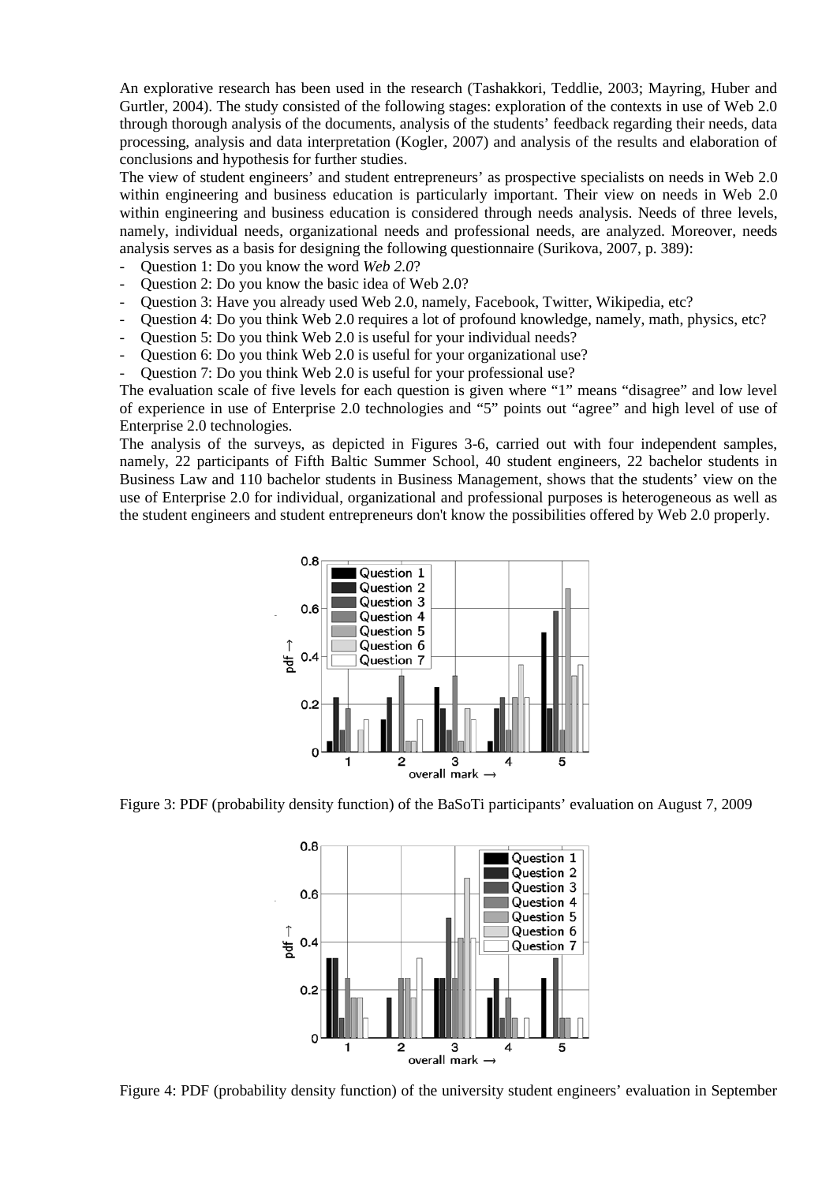An explorative research has been used in the research (Tashakkori, Teddlie, 2003; Mayring, Huber and Gurtler, 2004). The study consisted of the following stages: exploration of the contexts in use of Web 2.0 through thorough analysis of the documents, analysis of the students' feedback regarding their needs, data processing, analysis and data interpretation (Kogler, 2007) and analysis of the results and elaboration of conclusions and hypothesis for further studies.

The view of student engineers' and student entrepreneurs' as prospective specialists on needs in Web 2.0 within engineering and business education is particularly important. Their view on needs in Web 2.0 within engineering and business education is considered through needs analysis. Needs of three levels, namely, individual needs, organizational needs and professional needs, are analyzed. Moreover, needs analysis serves as a basis for designing the following questionnaire (Surikova, 2007, p. 389):

- Question 1: Do you know the word *Web 2.0*?
- Question 2: Do you know the basic idea of Web 2.0?
- Question 3: Have you already used Web 2.0, namely, Facebook, Twitter, Wikipedia, etc?
- Question 4: Do you think Web 2.0 requires a lot of profound knowledge, namely, math, physics, etc?
- Question 5: Do you think Web 2.0 is useful for your individual needs?
- Question 6: Do you think Web 2.0 is useful for your organizational use?
- Question 7: Do you think Web 2.0 is useful for your professional use?

The evaluation scale of five levels for each question is given where "1" means "disagree" and low level of experience in use of Enterprise 2.0 technologies and "5" points out "agree" and high level of use of Enterprise 2.0 technologies.

The analysis of the surveys, as depicted in Figures 3-6, carried out with four independent samples, namely, 22 participants of Fifth Baltic Summer School, 40 student engineers, 22 bachelor students in Business Law and 110 bachelor students in Business Management, shows that the students' view on the use of Enterprise 2.0 for individual, organizational and professional purposes is heterogeneous as well as the student engineers and student entrepreneurs don't know the possibilities offered by Web 2.0 properly.

Figure 3: PDF (probability density function) of the BaSoTi participants' evaluation on August 7, 2009

Figure 4: PDF (probability density function) of the university student engineers' evaluation in September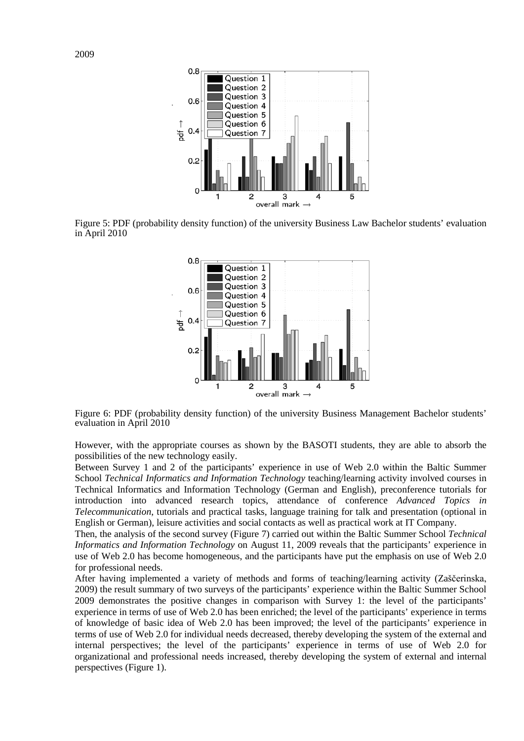2009

Figure 5: PDF (probability density function) of the university Business Law Bachelor students' evaluation in April 2010

Figure 6: PDF (probability density function) of the university Business Management Bachelor students' evaluation in April 2010

However, with the appropriate courses as shown by the BASOTI students, they are able to absorb the possibilities of the new technology easily.

Between Survey 1 and 2 of the participants' experience in use of Web 2.0 within the Baltic Summer School *Technical Informatics and Information Technology* teaching/learning activity involved courses in Technical Informatics and Information Technology (German and English), preconference tutorials for introduction into advanced research topics, attendance of conference *Advanced Topics in Telecommunication*, tutorials and practical tasks, language training for talk and presentation (optional in English or German), leisure activities and social contacts as well as practical work at IT Company.

Then, the analysis of the second survey (Figure 7) carried out within the Baltic Summer School *Technical Informatics and Information Technology* on August 11, 2009 reveals that the participants' experience in use of Web 2.0 has become homogeneous, and the participants have put the emphasis on use of Web 2.0 for professional needs.

After having implemented a variety of methods and forms of teaching/learning activity (Zaščerinska, 2009) the result summary of two surveys of the participants' experience within the Baltic Summer School 2009 demonstrates the positive changes in comparison with Survey 1: the level of the participants' experience in terms of use of Web 2.0 has been enriched; the level of the participants' experience in terms of knowledge of basic idea of Web 2.0 has been improved; the level of the participants' experience in terms of use of Web 2.0 for individual needs decreased, thereby developing the system of the external and internal perspectives; the level of the participants' experience in terms of use of Web 2.0 for organizational and professional needs increased, thereby developing the system of external and internal perspectives (Figure 1).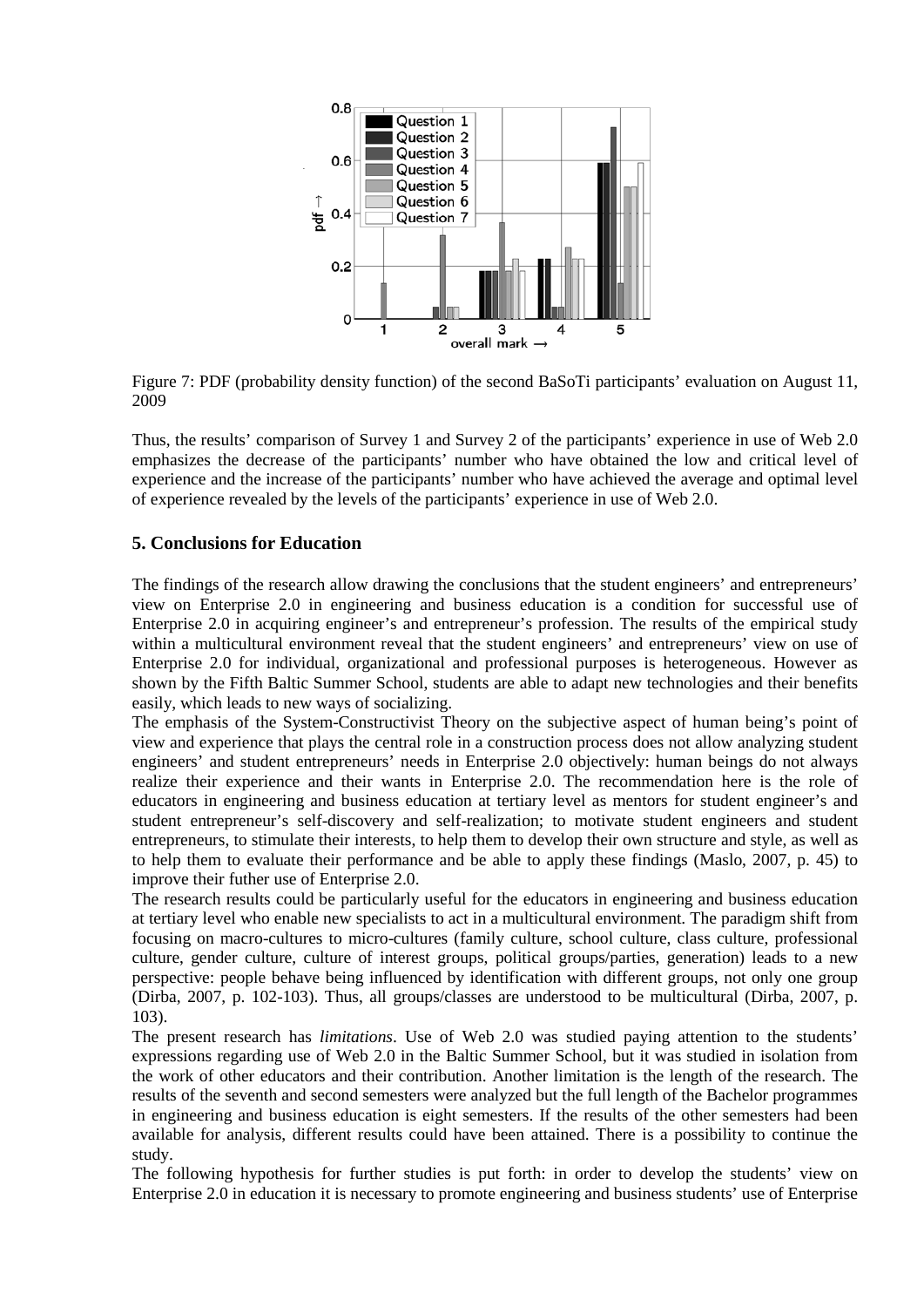Figure 7: PDF (probability density function) of the second BaSoTi participants' evaluation on August 11, 2009

Thus, the results' comparison of Survey 1 and Survey 2 of the participants' experience in use of Web 2.0 emphasizes the decrease of the participants' number who have obtained the low and critical level of experience and the increase of the participants' number who have achieved the average and optimal level of experience revealed by the levels of the participants' experience in use of Web 2.0.

## 5. Conclusions for Education

The findings of the research allow drawing the conclusions that the student engineers' and entrepreneurs' view on Enterprise 2.0 in engineering and business education is a condition for successful use of Enterprise 2.0 in acquiring engineer's and entrepreneur's profession. The results of the empirical study within a multicultural environment reveal that the student engineers' and entrepreneurs' view on use of Enterprise 2.0 for individual, organizational and professional purposes is heterogeneous. However as shown by the Fifth Baltic Summer School, students are able to adapt new technologies and their benefits easily, which leads to new ways of socializing.

The emphasis of the System-Constructivist Theory on the subjective aspect of human being's point of view and experience that plays the central role in a construction process does not allow analyzing student engineers' and student entrepreneurs' needs in Enterprise 2.0 objectively: human beings do not always realize their experience and their wants in Enterprise 2.0. The recommendation here is the role of educators in engineering and business education at tertiary level as mentors for student engineer's and student entrepreneur's self-discovery and self-realization; to motivate student engineers and student entrepreneurs, to stimulate their interests, to help them to develop their own structure and style, as well as to help them to evaluate their performance and be able to apply these findings (Maslo, 2007, p. 45) to improve their futher use of Enterprise 2.0.

The research results could be particularly useful for the educators in engineering and business education at tertiary level who enable new specialists to act in a multicultural environment. The paradigm shift from focusing on macro-cultures to micro-cultures (family culture, school culture, class culture, professional culture, gender culture, culture of interest groups, political groups/parties, generation) leads to a new perspective: people behave being influenced by identification with different groups, not only one group (Dirba, 2007, p. 102-103). Thus, all groups/classes are understood to be multicultural (Dirba, 2007, p. 103).

The present research has *limitations*. Use of Web 2.0 was studied paying attention to the students' expressions regarding use of Web 2.0 in the Baltic Summer School, but it was studied in isolation from the work of other educators and their contribution. Another limitation is the length of the research. The results of the seventh and second semesters were analyzed but the full length of the Bachelor programmes in engineering and business education is eight semesters. If the results of the other semesters had been available for analysis, different results could have been attained. There is a possibility to continue the study.

The following hypothesis for further studies is put forth: in order to develop the students' view on Enterprise 2.0 in education it is necessary to promote engineering and business students' use of Enterprise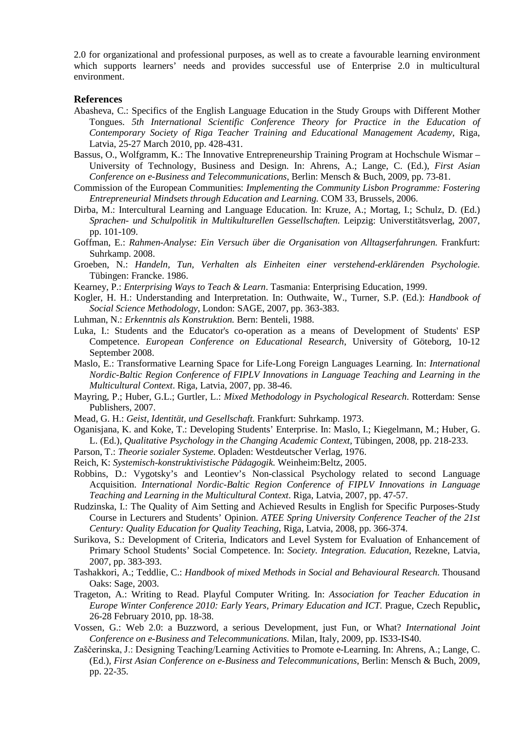2.0 for organizational and professional purposes, as well as to create a favourable learning environment which supports learners' needs and provides successful use of Enterprise 2.0 in multicultural environment.

## References

Abasheva, C.: Specifics of the English Language Education in the Study Groups with Different Mother Tongues. *5th International Scientific Conference Theory for Practice in the Education of Contemporary Society of Riga Teacher Training and Educational Management Academy*, Riga, Latvia, 25-27 March 2010, pp. 428-431.

Bassus, O., Wolfgramm, K.: The Innovative Entrepreneurship Training Program at Hochschule Wismar – University of Technology, Business and Design. In: Ahrens, A.; Lange, C. (Ed.), *First Asian Conference on e-Business and Telecommunications*, Berlin: Mensch & Buch, 2009, pp. 73-81.

Commission of the European Communities: *Implementing the Community Lisbon Programme: Fostering Entrepreneurial Mindsets through Education and Learning.* COM 33, Brussels, 2006.

Dirba, M.: Intercultural Learning and Language Education. In: Kruze, A.; Mortag, I.; Schulz, D. (Ed.) *Sprachen- und Schulpolitik in Multikulturellen Gessellschaften*. Leipzig: Universtitätsverlag, 2007, pp. 101-109.

Goffman, E.: *Rahmen-Analyse: Ein Versuch über die Organisation von Alltagserfahrungen.* Frankfurt: Suhrkamp. 2008.

Groeben, N.: *Handeln, Tun, Verhalten als Einheiten einer verstehend-erklärenden Psychologie.* Tübingen: Francke. 1986.

Kearney, P.: *Enterprising Ways to Teach & Learn*. Tasmania: Enterprising Education, 1999.

Kogler, H. H.: Understanding and Interpretation. In: Outhwaite, W., Turner, S.P. (Ed.): *Handbook of Social Science Methodology*, London: SAGE, 2007, pp. 363-383.

Luhman, N.: *Erkenntnis als Konstruktion.* Bern: Benteli, 1988.

Luka, I.: Students and the Educator's co-operation as a means of Development of Students' ESP Competence. *European Conference on Educational Research*, University of Göteborg, 10-12 September 2008.

Maslo, E.: Transformative Learning Space for Life-Long Foreign Languages Learning. In: *International Nordic-Baltic Region Conference of FIPLV Innovations in Language Teaching and Learning in the Multicultural Context*. Riga, Latvia, 2007, pp. 38-46.

Mayring, P.; Huber, G.L.; Gurtler, L.: *Mixed Methodology in Psychological Research*. Rotterdam: Sense Publishers, 2007.

Mead, G. H.: *Geist, Identität, und Gesellschaft.* Frankfurt: Suhrkamp. 1973.

Oganisjana, K. and Koke, T.: Developing Students' Enterprise. In: Maslo, I.; Kiegelmann, M.; Huber, G. L. (Ed.), *Qualitative Psychology in the Changing Academic Context*, Tübingen, 2008, pp. 218-233.

Parson, T.: *Theorie sozialer Systeme.* Opladen: Westdeutscher Verlag, 1976.

Reich, K: *Systemisch-konstruktivistische Pädagogik.* Weinheim:Beltz, 2005.

Robbins, D.: Vygotsky's and Leontiev's Non-classical Psychology related to second Language Acquisition. *International Nordic-Baltic Region Conference of FIPLV Innovations in Language Teaching and Learning in the Multicultural Context*. Riga, Latvia, 2007, pp. 47-57.

Rudzinska, I.: The Quality of Aim Setting and Achieved Results in English for Specific Purposes-Study Course in Lecturers and Students' Opinion. *ATEE Spring University Conference Teacher of the 21st Century: Quality Education for Quality Teaching*, Riga, Latvia, 2008, pp. 366-374.

Surikova, S.: Development of Criteria, Indicators and Level System for Evaluation of Enhancement of Primary School Students' Social Competence. In: *Society. Integration. Education,* Rezekne, Latvia, 2007, pp. 383-393.

Tashakkori, A.; Teddlie, C.: *Handbook of mixed Methods in Social and Behavioural Research*. Thousand Oaks: Sage, 2003.

Trageton, A.: Writing to Read. Playful Computer Writing. In: *Association for Teacher Education in Europe Winter Conference 2010: Early Years, Primary Education and ICT*. Prague, Czech Republic**,** 26-28 February 2010, pp. 18-38.

Vossen, G.: Web 2.0: a Buzzword, a serious Development, just Fun, or What? *International Joint Conference on e-Business and Telecommunications.* Milan, Italy, 2009, pp. IS33-IS40.

Zaščerinska, J.: Designing Teaching/Learning Activities to Promote e-Learning. In: Ahrens, A.; Lange, C. (Ed.), *First Asian Conference on e-Business and Telecommunications*, Berlin: Mensch & Buch, 2009, pp. 22-35.